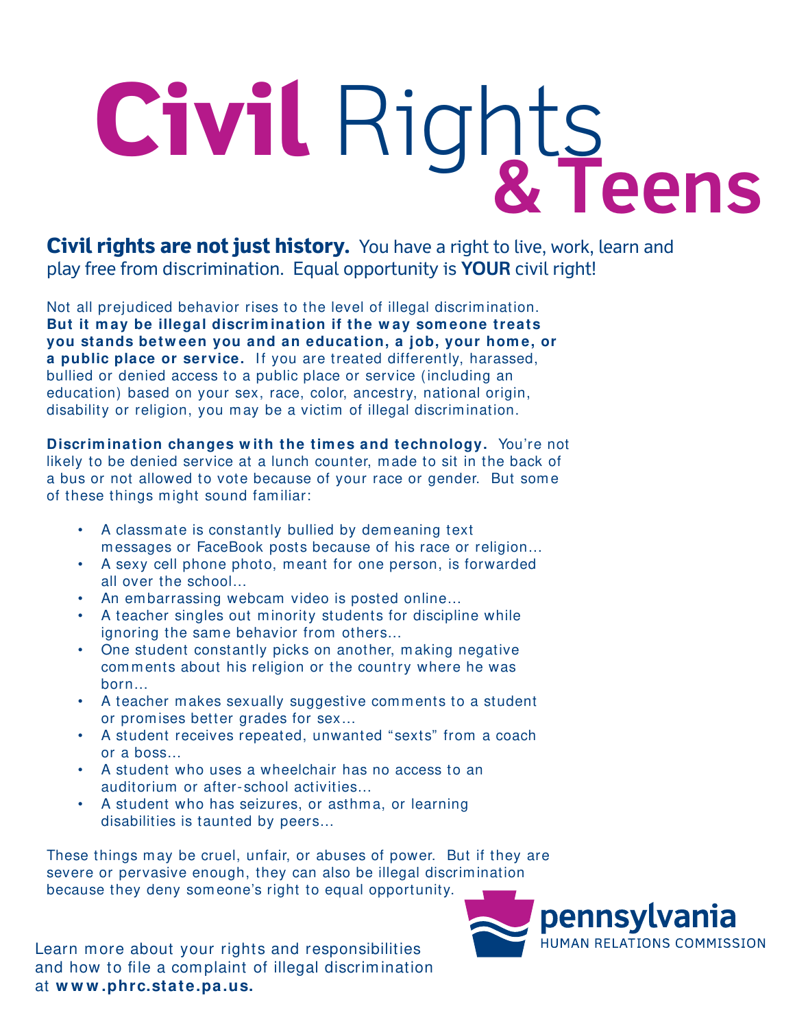# Civil Rights & Teens

**Civil rights are not just history.** You have a right to live, work, learn and play free from discrimination. Equal opportunity is **YOUR** civil right!

Not all prejudiced behavior rises to the level of illegal discrimination. **But it may be illegal discrimination if the way someone treats you stands between you and an education, a job, your home, or a public place or service.** If you are treated differently, harassed, bullied or denied access to a public place or service (including an education) based on your sex, race, color, ancestry, national origin, disability or religion, you may be a victim of illegal discrimination.

**Discrimination changes with the times and technology.** You're not likely to be denied service at a lunch counter, made to sit in the back of a bus or not allowed to vote because of your race or gender. But some of these things might sound familiar:

- A classmate is constantly bullied by demeaning text messages or FaceBook posts because of his race or religion…
- A sexy cell phone photo, meant for one person, is forwarded all over the school…
- An embarrassing webcam video is posted online…
- A teacher singles out minority students for discipline while ignoring the same behavior from others…
- One student constantly picks on another, making negative comments about his religion or the country where he was born…
- A teacher makes sexually suggestive comments to a student or promises better grades for sex…
- A student receives repeated, unwanted "sexts" from a coach or a boss…
- A student who uses a wheelchair has no access to an auditorium or after-school activities…
- A student who has seizures, or asthma, or learning disabilities is taunted by peers…

These things may be cruel, unfair, or abuses of power. But if they are severe or pervasive enough, they can also be illegal discrimination because they deny someone's right to equal opportunity.

Learn more about your rights and responsibilities and how to file a complaint of illegal discrimination at **www.phrc.state.pa.us.**

pennsylvania
HUMAN RELATIONS COMMISSION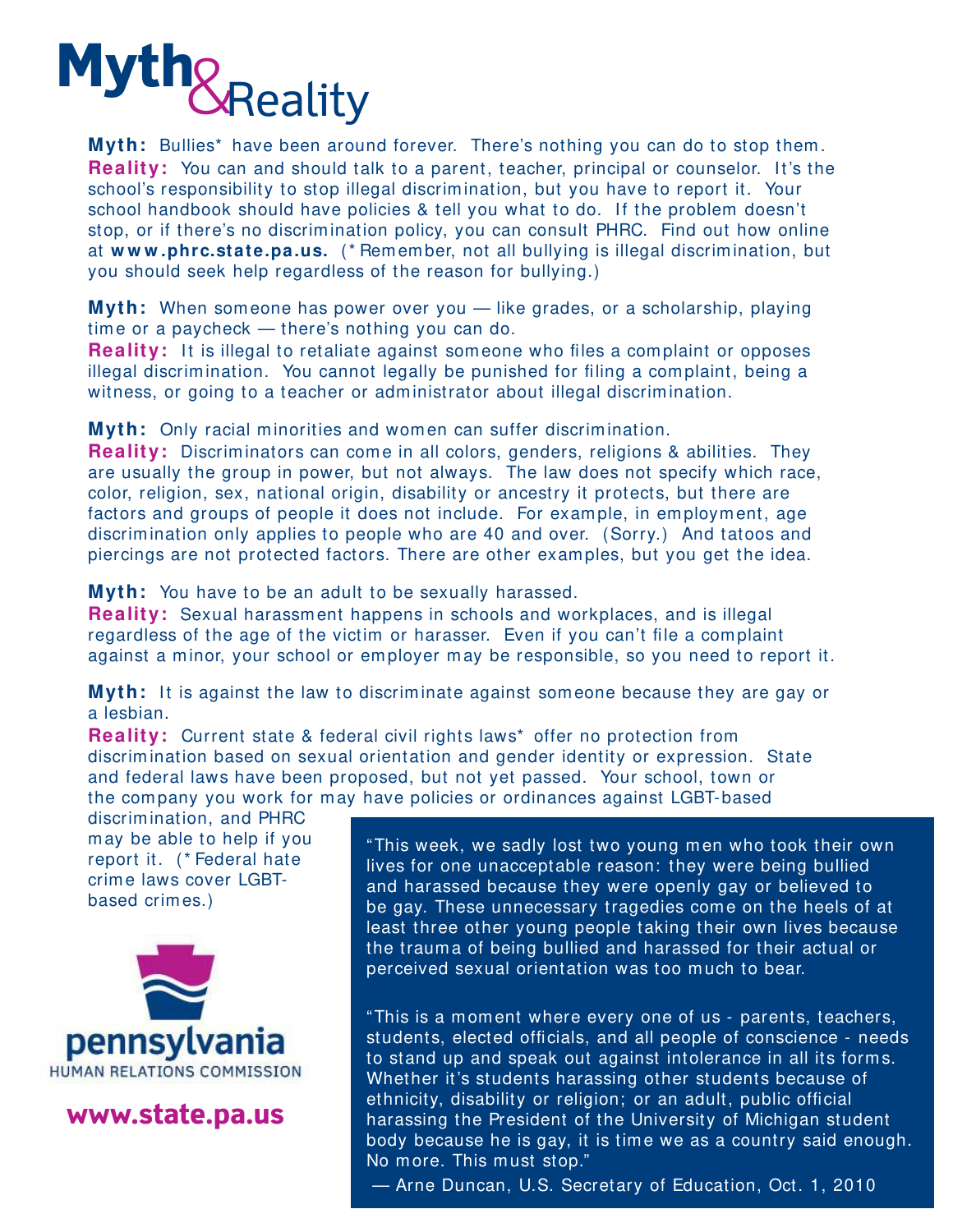# Myth & Reality

**Myth:** Bullies* have been around forever. There's nothing you can do to stop them.
**Reality:** You can and should talk to a parent, teacher, principal or counselor. It's the school's responsibility to stop illegal discrimination, but you have to report it. Your school handbook should have policies & tell you what to do. If the problem doesn't stop, or if there's no discrimination policy, you can consult PHRC. Find out how online at **www.phrc.state.pa.us.** (*Remember, not all bullying is illegal discrimination, but you should seek help regardless of the reason for bullying.)

**Myth:** When someone has power over you — like grades, or a scholarship, playing time or a paycheck — there's nothing you can do.
**Reality:** It is illegal to retaliate against someone who files a complaint or opposes illegal discrimination. You cannot legally be punished for filing a complaint, being a witness, or going to a teacher or administrator about illegal discrimination.

**Myth:** Only racial minorities and women can suffer discrimination.
**Reality:** Discriminators can come in all colors, genders, religions & abilities. They are usually the group in power, but not always. The law does not specify which race, color, religion, sex, national origin, disability or ancestry it protects, but there are factors and groups of people it does not include. For example, in employment, age discrimination only applies to people who are 40 and over. (Sorry.) And tatoos and piercings are not protected factors. There are other examples, but you get the idea.

**Myth:** You have to be an adult to be sexually harassed.
**Reality:** Sexual harassment happens in schools and workplaces, and is illegal regardless of the age of the victim or harasser. Even if you can't file a complaint against a minor, your school or employer may be responsible, so you need to report it.

**Myth:** It is against the law to discriminate against someone because they are gay or a lesbian.
**Reality:** Current state & federal civil rights laws* offer no protection from discrimination based on sexual orientation and gender identity or expression. State and federal laws have been proposed, but not yet passed. Your school, town or the company you work for may have policies or ordinances against LGBT-based discrimination, and PHRC may be able to help if you report it. (*Federal hate crime laws cover LGBT-based crimes.)

"This week, we sadly lost two young men who took their own lives for one unacceptable reason: they were being bullied and harassed because they were openly gay or believed to be gay. These unnecessary tragedies come on the heels of at least three other young people taking their own lives because the trauma of being bullied and harassed for their actual or perceived sexual orientation was too much to bear.

"This is a moment where every one of us - parents, teachers, students, elected officials, and all people of conscience - needs to stand up and speak out against intolerance in all its forms. Whether it's students harassing other students because of ethnicity, disability or religion; or an adult, public official harassing the President of the University of Michigan student body because he is gay, it is time we as a country said enough. No more. This must stop."

— Arne Duncan, U.S. Secretary of Education, Oct. 1, 2010

pennsylvania
HUMAN RELATIONS COMMISSION

**www.state.pa.us**